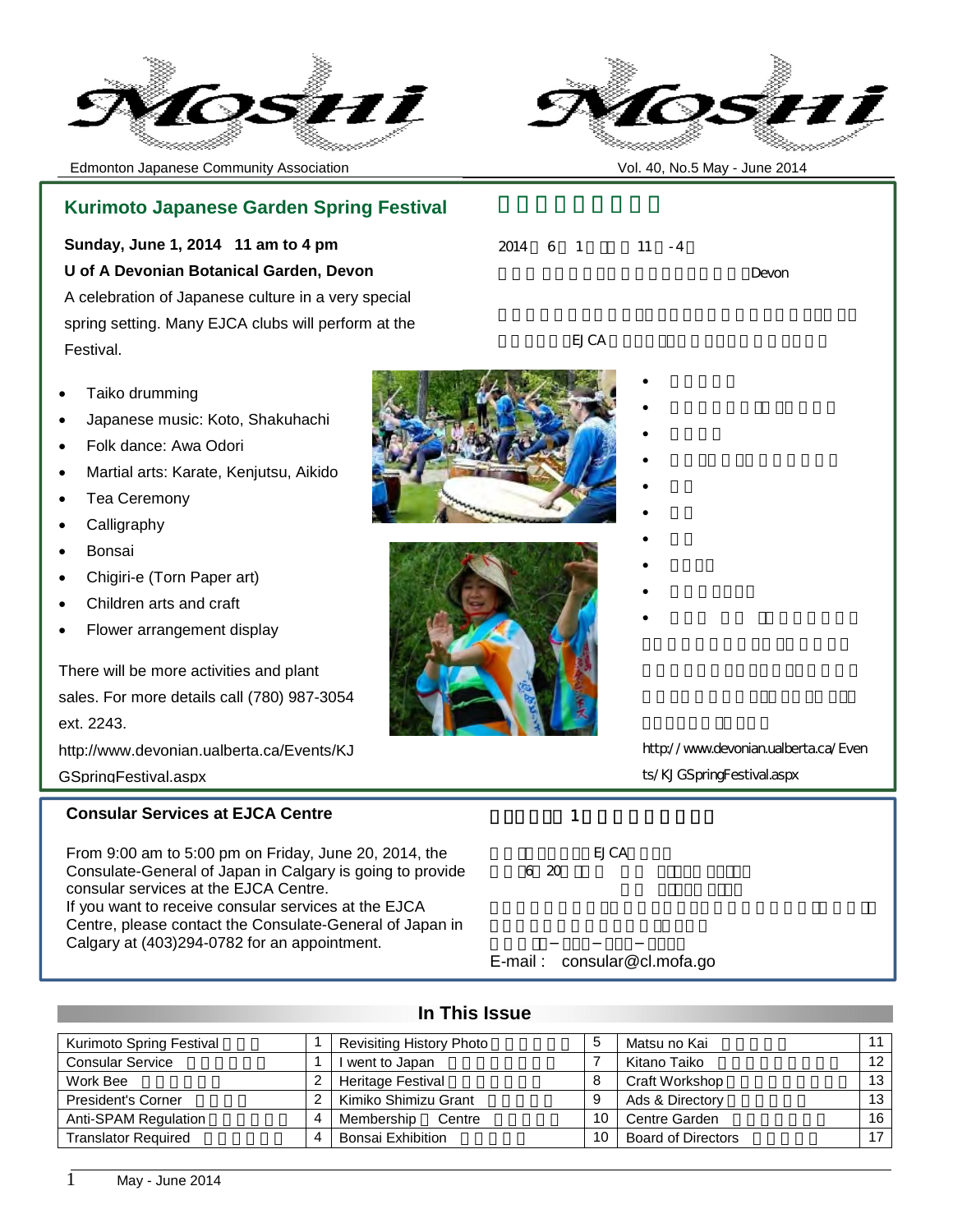# Moshi

Edmonton Japanese Community Association

Vol. 40, No.5 May - June 2014

## Kurimoto Japanese Garden Spring Festival

**Sunday, June 1, 2014 11 am to 4 pm**

**U of A Devonian Botanical Garden, Devon**

A celebration of Japanese culture in a very special spring setting. Many EJCA clubs will perform at the Festival.

- Taiko drumming
- Japanese music: Koto, Shakuhachi
- Folk dance: Awa Odori
- Martial arts: Karate, Kenjutsu, Aikido
- Tea Ceremony
- Calligraphy
- Bonsai
- Chigiri-e (Torn Paper art)
- Children arts and craft
- Flower arrangement display

There will be more activities and plant sales. For more details call (780) 987-3054 ext. 2243.

http://www.devonian.ualberta.ca/Events/KJGSpringFestival.aspx

2014 6 1 11 -4

Devon

EJCA

http://www.devonian.ualberta.ca/Events/KJGSpringFestival.aspx

## Consular Services at EJCA Centre

From 9:00 am to 5:00 pm on Friday, June 20, 2014, the Consulate-General of Japan in Calgary is going to provide consular services at the EJCA Centre.

If you want to receive consular services at the EJCA Centre, please contact the Consulate-General of Japan in Calgary at (403)294-0782 for an appointment.

1

EJCA

6 20

E-mail : consular@cl.mofa.go

## In This Issue

| | | | | | | | |
|---|---|---|---|---|---|---|---|
| Kurimoto Spring Festival | 1 | Revisiting History Photo | 5 | Matsu no Kai | 11 |
| Consular Service | 1 | I went to Japan | 7 | Kitano Taiko | 12 |
| Work Bee | 2 | Heritage Festival | 8 | Craft Workshop | 13 |
| President's Corner | 2 | Kimiko Shimizu Grant | 9 | Ads & Directory | 13 |
| Anti-SPAM Regulation | 4 | Membership Centre | 10 | Centre Garden | 16 |
| Translator Required | 4 | Bonsai Exhibition | 10 | Board of Directors | 17 |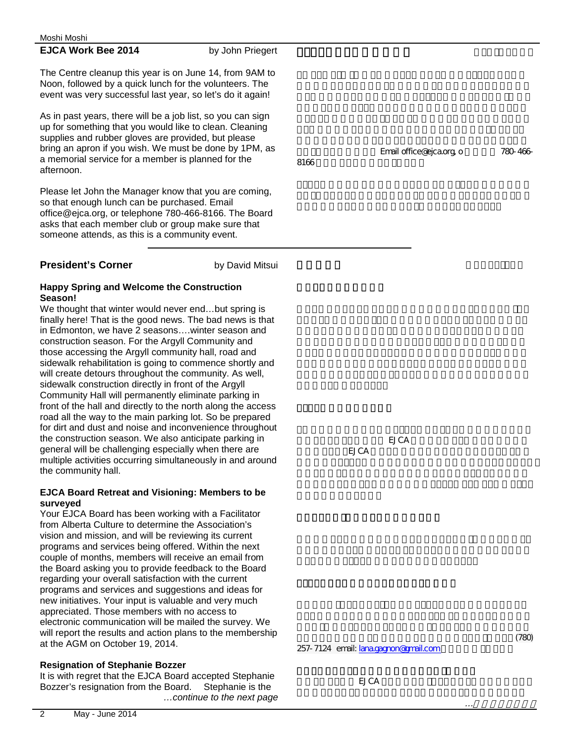## EJCA Work Bee 2014

by John Priegert

The Centre cleanup this year is on June 14, from 9AM to Noon, followed by a quick lunch for the volunteers. The event was very successful last year, so let's do it again!

As in past years, there will be a job list, so you can sign up for something that you would like to clean. Cleaning supplies and rubber gloves are provided, but please bring an apron if you wish. We must be done by 1PM, as a memorial service for a member is planned for the afternoon.

Please let John the Manager know that you are coming, so that enough lunch can be purchased. Email office@ejca.org, or telephone 780-466-8166. The Board asks that each member club or group make sure that someone attends, as this is a community event.

---

## President's Corner

by David Mitsui

### Happy Spring and Welcome the Construction Season!

We thought that winter would never end…but spring is finally here! That is the good news. The bad news is that in Edmonton, we have 2 seasons….winter season and construction season. For the Argyll Community and those accessing the Argyll community hall, road and sidewalk rehabilitation is going to commence shortly and will create detours throughout the community. As well, sidewalk construction directly in front of the Argyll Community Hall will permanently eliminate parking in front of the hall and directly to the north along the access road all the way to the main parking lot. So be prepared for dirt and dust and noise and inconvenience throughout the construction season. We also anticipate parking in general will be challenging especially when there are multiple activities occurring simultaneously in and around the community hall.

### EJCA Board Retreat and Visioning: Members to be surveyed

Your EJCA Board has been working with a Facilitator from Alberta Culture to determine the Association's vision and mission, and will be reviewing its current programs and services being offered. Within the next couple of months, members will receive an email from the Board asking you to provide feedback to the Board regarding your overall satisfaction with the current programs and services and suggestions and ideas for new initiatives. Your input is valuable and very much appreciated. Those members with no access to electronic communication will be mailed the survey. We will report the results and action plans to the membership at the AGM on October 19, 2014.

### Resignation of Stephanie Bozzer

It is with regret that the EJCA Board accepted Stephanie Bozzer's resignation from the Board. Stephanie is the

*…continue to the next page*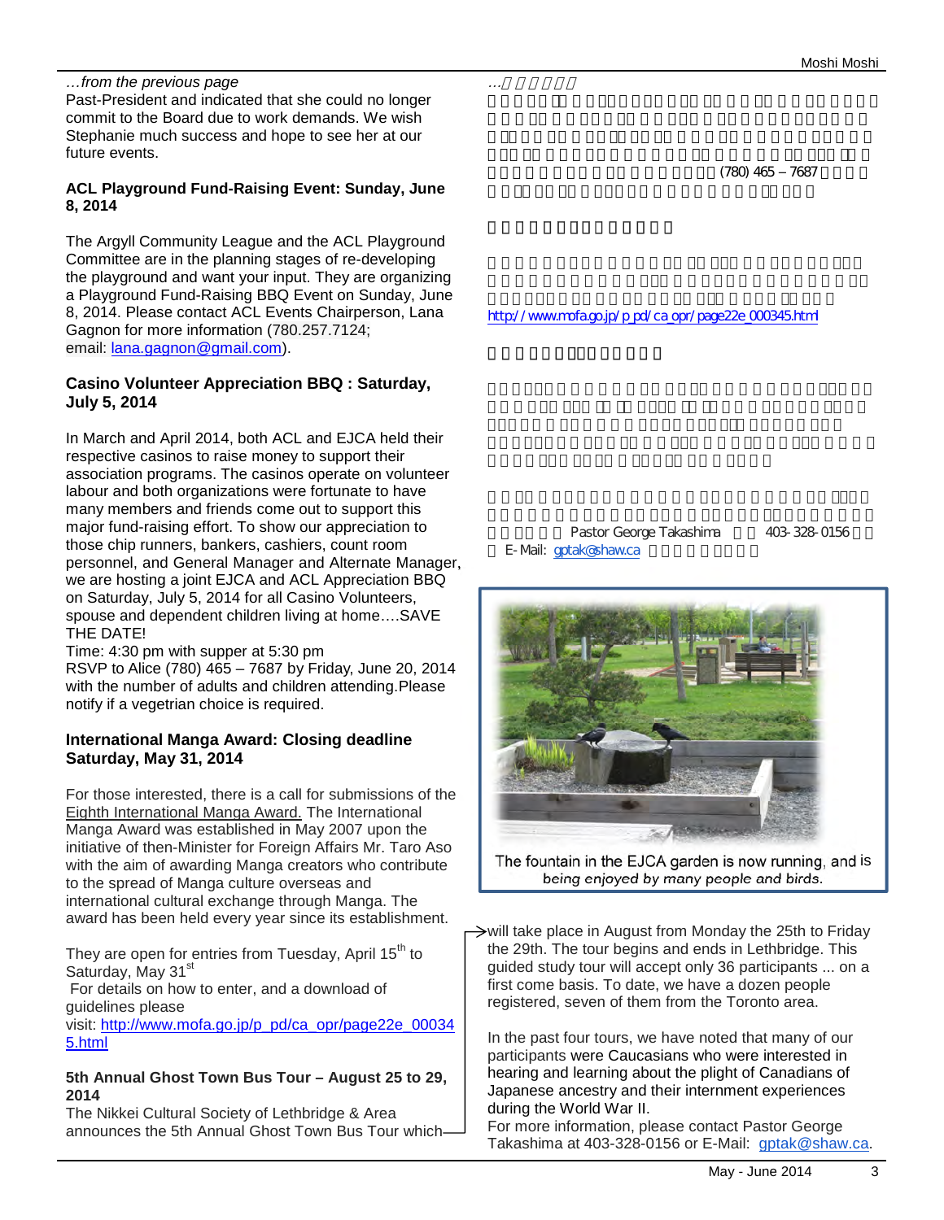*…from the previous page*
Past-President and indicated that she could no longer commit to the Board due to work demands. We wish Stephanie much success and hope to see her at our future events.

**ACL Playground Fund-Raising Event: Sunday, June 8, 2014**

The Argyll Community League and the ACL Playground Committee are in the planning stages of re-developing the playground and want your input. They are organizing a Playground Fund-Raising BBQ Event on Sunday, June 8, 2014. Please contact ACL Events Chairperson, Lana Gagnon for more information (780.257.7124; email: lana.gagnon@gmail.com).

**Casino Volunteer Appreciation BBQ : Saturday, July 5, 2014**

In March and April 2014, both ACL and EJCA held their respective casinos to raise money to support their association programs. The casinos operate on volunteer labour and both organizations were fortunate to have many members and friends come out to support this major fund-raising effort. To show our appreciation to those chip runners, bankers, cashiers, count room personnel, and General Manager and Alternate Manager, we are hosting a joint EJCA and ACL Appreciation BBQ on Saturday, July 5, 2014 for all Casino Volunteers, spouse and dependent children living at home….SAVE THE DATE!
Time: 4:30 pm with supper at 5:30 pm
RSVP to Alice (780) 465 – 7687 by Friday, June 20, 2014 with the number of adults and children attending.Please notify if a vegetrian choice is required.

**International Manga Award: Closing deadline Saturday, May 31, 2014**

For those interested, there is a call for submissions of the Eighth International Manga Award. The International Manga Award was established in May 2007 upon the initiative of then-Minister for Foreign Affairs Mr. Taro Aso with the aim of awarding Manga creators who contribute to the spread of Manga culture overseas and international cultural exchange through Manga. The award has been held every year since its establishment.

They are open for entries from Tuesday, April 15th to Saturday, May 31st
For details on how to enter, and a download of guidelines please visit: http://www.mofa.go.jp/p_pd/ca_opr/page22e_000345.html

**5th Annual Ghost Town Bus Tour – August 25 to 29, 2014**

The Nikkei Cultural Society of Lethbridge & Area announces the 5th Annual Ghost Town Bus Tour which will take place in August from Monday the 25th to Friday the 29th. The tour begins and ends in Lethbridge. This guided study tour will accept only 36 participants ... on a first come basis. To date, we have a dozen people registered, seven of them from the Toronto area.

In the past four tours, we have noted that many of our participants were Caucasians who were interested in hearing and learning about the plight of Canadians of Japanese ancestry and their internment experiences during the World War II.
For more information, please contact Pastor George Takashima at 403-328-0156 or E-Mail: gptak@shaw.ca.

The fountain in the EJCA garden is now running, and is being enjoyed by many people and birds.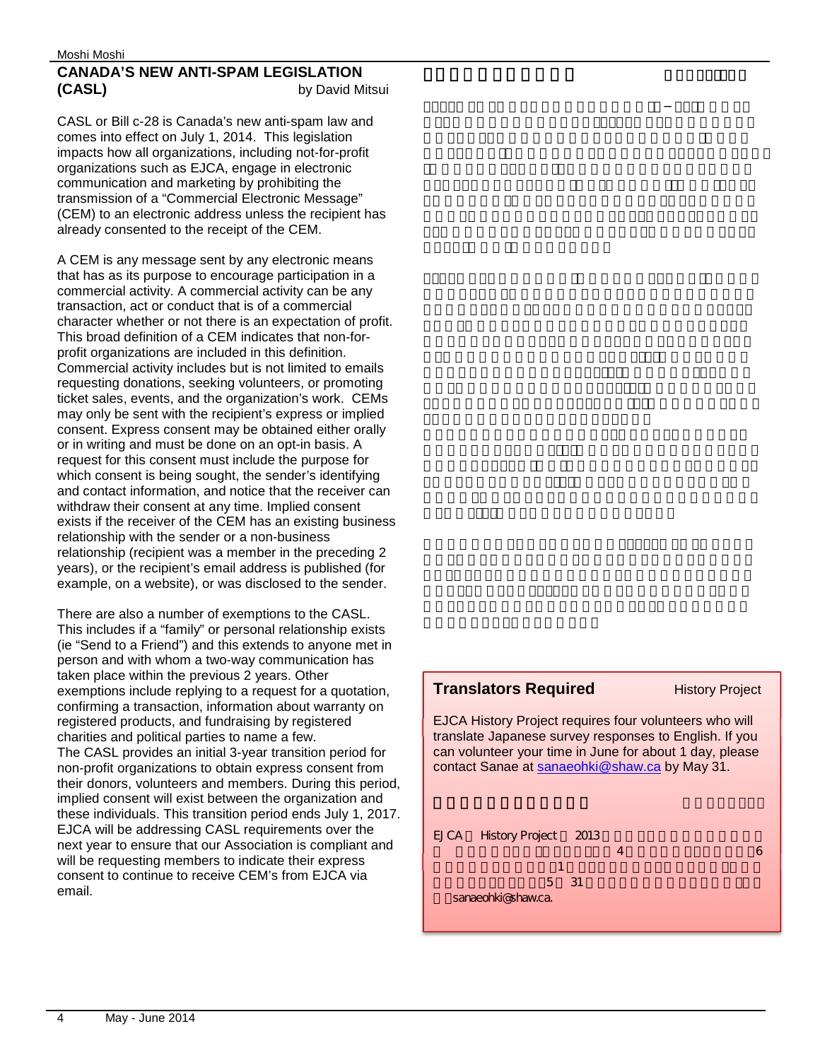## CANADA'S NEW ANTI-SPAM LEGISLATION (CASL)

by David Mitsui

CASL or Bill c-28 is Canada's new anti-spam law and comes into effect on July 1, 2014. This legislation impacts how all organizations, including not-for-profit organizations such as EJCA, engage in electronic communication and marketing by prohibiting the transmission of a "Commercial Electronic Message" (CEM) to an electronic address unless the recipient has already consented to the receipt of the CEM.

A CEM is any message sent by any electronic means that has as its purpose to encourage participation in a commercial activity. A commercial activity can be any transaction, act or conduct that is of a commercial character whether or not there is an expectation of profit. This broad definition of a CEM indicates that non-for-profit organizations are included in this definition. Commercial activity includes but is not limited to emails requesting donations, seeking volunteers, or promoting ticket sales, events, and the organization's work. CEMs may only be sent with the recipient's express or implied consent. Express consent may be obtained either orally or in writing and must be done on an opt-in basis. A request for this consent must include the purpose for which consent is being sought, the sender's identifying and contact information, and notice that the receiver can withdraw their consent at any time. Implied consent exists if the receiver of the CEM has an existing business relationship with the sender or a non-business relationship (recipient was a member in the preceding 2 years), or the recipient's email address is published (for example, on a website), or was disclosed to the sender.

There are also a number of exemptions to the CASL. This includes if a "family" or personal relationship exists (ie "Send to a Friend") and this extends to anyone met in person and with whom a two-way communication has taken place within the previous 2 years. Other exemptions include replying to a request for a quotation, confirming a transaction, information about warranty on registered products, and fundraising by registered charities and political parties to name a few.
The CASL provides an initial 3-year transition period for non-profit organizations to obtain express consent from their donors, volunteers and members. During this period, implied consent will exist between the organization and these individuals. This transition period ends July 1, 2017. EJCA will be addressing CASL requirements over the next year to ensure that our Association is compliant and will be requesting members to indicate their express consent to continue to receive CEM's from EJCA via email.

## Translators Required

History Project

EJCA History Project requires four volunteers who will translate Japanese survey responses to English. If you can volunteer your time in June for about 1 day, please contact Sanae at sanaeohki@shaw.ca by May 31.

EJCA History Project 2013 4 6 1 5 31 sanaeohki@shaw.ca.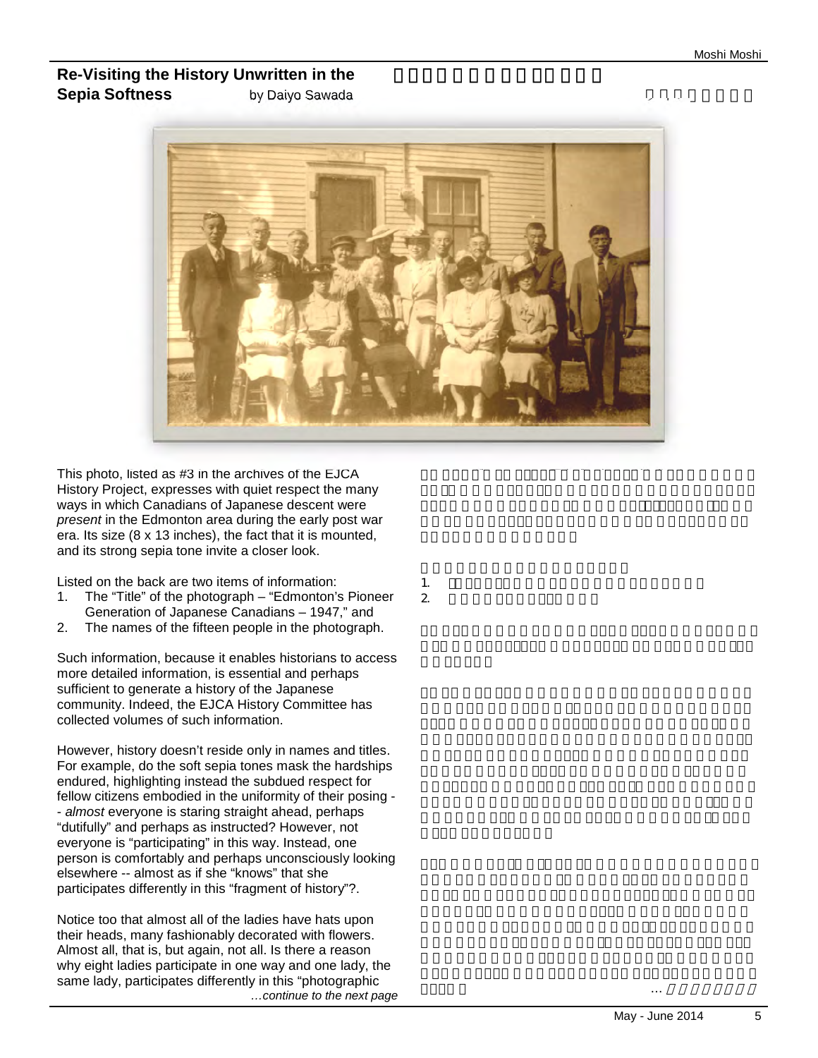## Re-Visiting the History Unwritten in the Sepia Softness

by Daiyo Sawada

This photo, listed as #3 in the archives of the EJCA History Project, expresses with quiet respect the many ways in which Canadians of Japanese descent were *present* in the Edmonton area during the early post war era. Its size (8 x 13 inches), the fact that it is mounted, and its strong sepia tone invite a closer look.

Listed on the back are two items of information:

1. The "Title" of the photograph – "Edmonton's Pioneer Generation of Japanese Canadians – 1947," and
2. The names of the fifteen people in the photograph.

Such information, because it enables historians to access more detailed information, is essential and perhaps sufficient to generate a history of the Japanese community. Indeed, the EJCA History Committee has collected volumes of such information.

However, history doesn't reside only in names and titles. For example, do the soft sepia tones mask the hardships endured, highlighting instead the subdued respect for fellow citizens embodied in the uniformity of their posing -- *almost* everyone is staring straight ahead, perhaps "dutifully" and perhaps as instructed? However, not everyone is "participating" in this way. Instead, one person is comfortably and perhaps unconsciously looking elsewhere -- almost as if she "knows" that she participates differently in this "fragment of history"?.

Notice too that almost all of the ladies have hats upon their heads, many fashionably decorated with flowers. Almost all, that is, but again, not all. Is there a reason why eight ladies participate in one way and one lady, the same lady, participates differently in this "photographic

*…continue to the next page*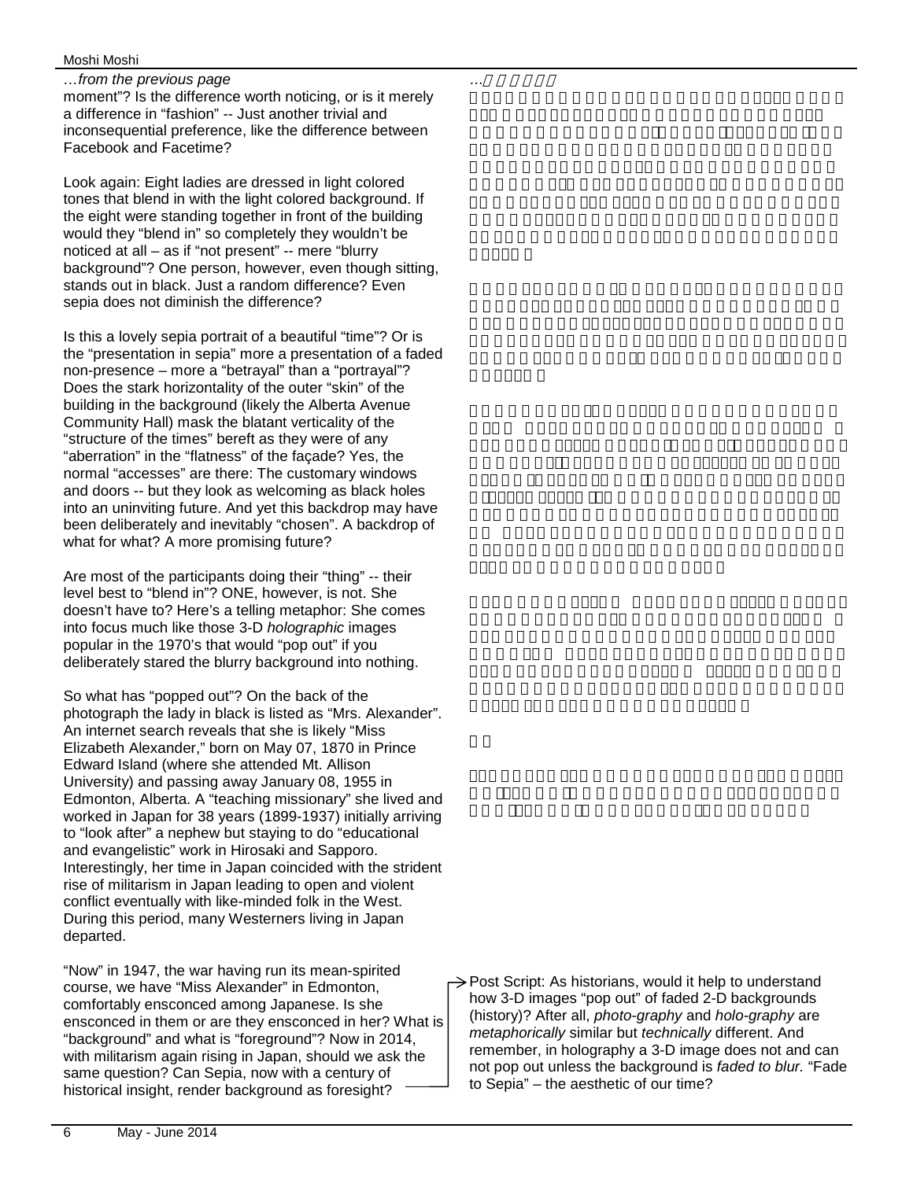*…from the previous page*

moment"? Is the difference worth noticing, or is it merely a difference in "fashion" -- Just another trivial and inconsequential preference, like the difference between Facebook and Facetime?

Look again: Eight ladies are dressed in light colored tones that blend in with the light colored background. If the eight were standing together in front of the building would they "blend in" so completely they wouldn't be noticed at all – as if "not present" -- mere "blurry background"? One person, however, even though sitting, stands out in black. Just a random difference? Even sepia does not diminish the difference?

Is this a lovely sepia portrait of a beautiful "time"? Or is the "presentation in sepia" more a presentation of a faded non-presence – more a "betrayal" than a "portrayal"? Does the stark horizontality of the outer "skin" of the building in the background (likely the Alberta Avenue Community Hall) mask the blatant verticality of the "structure of the times" bereft as they were of any "aberration" in the "flatness" of the façade? Yes, the normal "accesses" are there: The customary windows and doors -- but they look as welcoming as black holes into an uninviting future. And yet this backdrop may have been deliberately and inevitably "chosen". A backdrop of what for what? A more promising future?

Are most of the participants doing their "thing" -- their level best to "blend in"? ONE, however, is not. She doesn't have to? Here's a telling metaphor: She comes into focus much like those 3-D *holographic* images popular in the 1970's that would "pop out" if you deliberately stared the blurry background into nothing.

So what has "popped out"? On the back of the photograph the lady in black is listed as "Mrs. Alexander". An internet search reveals that she is likely "Miss Elizabeth Alexander," born on May 07, 1870 in Prince Edward Island (where she attended Mt. Allison University) and passing away January 08, 1955 in Edmonton, Alberta. A "teaching missionary" she lived and worked in Japan for 38 years (1899-1937) initially arriving to "look after" a nephew but staying to do "educational and evangelistic" work in Hirosaki and Sapporo. Interestingly, her time in Japan coincided with the strident rise of militarism in Japan leading to open and violent conflict eventually with like-minded folk in the West. During this period, many Westerners living in Japan departed.

"Now" in 1947, the war having run its mean-spirited course, we have "Miss Alexander" in Edmonton, comfortably ensconced among Japanese. Is she ensconced in them or are they ensconced in her? What is "background" and what is "foreground"? Now in 2014, with militarism again rising in Japan, should we ask the same question? Can Sepia, now with a century of historical insight, render background as foresight?

Post Script: As historians, would it help to understand how 3-D images "pop out" of faded 2-D backgrounds (history)? After all, *photo-graphy* and *holo-graphy* are *metaphorically* similar but *technically* different. And remember, in holography a 3-D image does not and can not pop out unless the background is *faded to blur.* "Fade to Sepia" – the aesthetic of our time?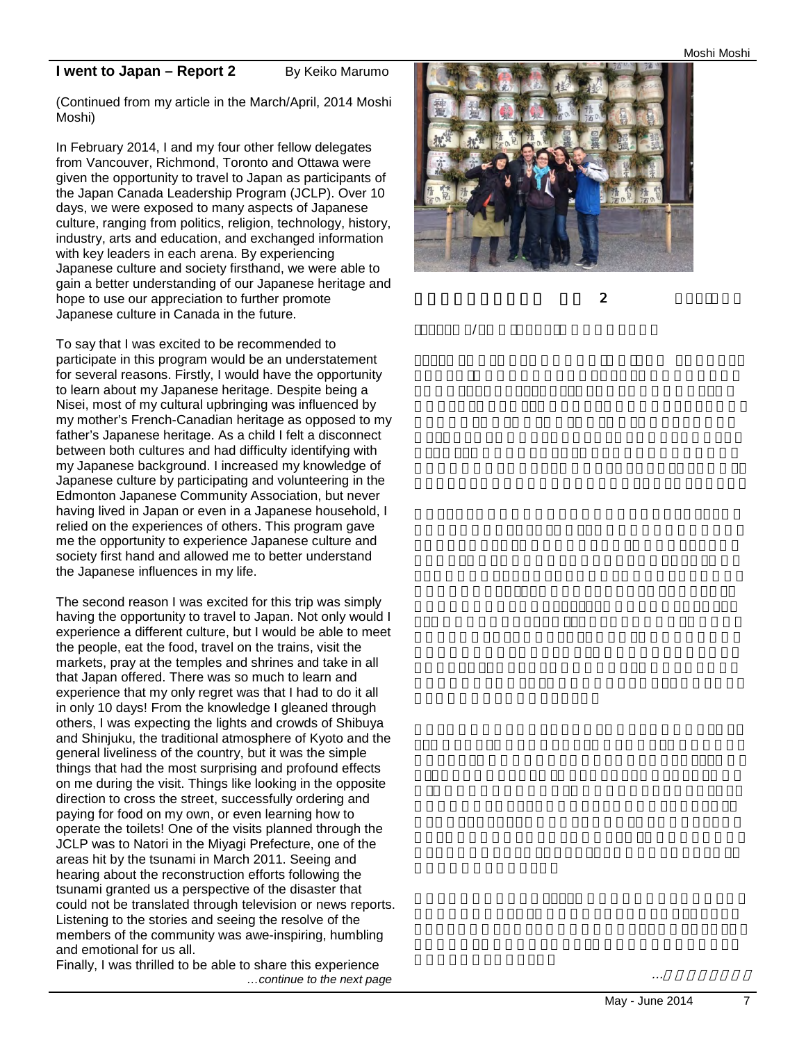## I went to Japan – Report 2

By Keiko Marumo

(Continued from my article in the March/April, 2014 Moshi Moshi)

In February 2014, I and my four other fellow delegates from Vancouver, Richmond, Toronto and Ottawa were given the opportunity to travel to Japan as participants of the Japan Canada Leadership Program (JCLP). Over 10 days, we were exposed to many aspects of Japanese culture, ranging from politics, religion, technology, history, industry, arts and education, and exchanged information with key leaders in each arena. By experiencing Japanese culture and society firsthand, we were able to gain a better understanding of our Japanese heritage and hope to use our appreciation to further promote Japanese culture in Canada in the future.

To say that I was excited to be recommended to participate in this program would be an understatement for several reasons. Firstly, I would have the opportunity to learn about my Japanese heritage. Despite being a Nisei, most of my cultural upbringing was influenced by my mother's French-Canadian heritage as opposed to my father's Japanese heritage. As a child I felt a disconnect between both cultures and had difficulty identifying with my Japanese background. I increased my knowledge of Japanese culture by participating and volunteering in the Edmonton Japanese Community Association, but never having lived in Japan or even in a Japanese household, I relied on the experiences of others. This program gave me the opportunity to experience Japanese culture and society first hand and allowed me to better understand the Japanese influences in my life.

The second reason I was excited for this trip was simply having the opportunity to travel to Japan. Not only would I experience a different culture, but I would be able to meet the people, eat the food, travel on the trains, visit the markets, pray at the temples and shrines and take in all that Japan offered. There was so much to learn and experience that my only regret was that I had to do it all in only 10 days! From the knowledge I gleaned through others, I was expecting the lights and crowds of Shibuya and Shinjuku, the traditional atmosphere of Kyoto and the general liveliness of the country, but it was the simple things that had the most surprising and profound effects on me during the visit. Things like looking in the opposite direction to cross the street, successfully ordering and paying for food on my own, or even learning how to operate the toilets! One of the visits planned through the JCLP was to Natori in the Miyagi Prefecture, one of the areas hit by the tsunami in March 2011. Seeing and hearing about the reconstruction efforts following the tsunami granted us a perspective of the disaster that could not be translated through television or news reports. Listening to the stories and seeing the resolve of the members of the community was awe-inspiring, humbling and emotional for us all.

Finally, I was thrilled to be able to share this experience

*…continue to the next page*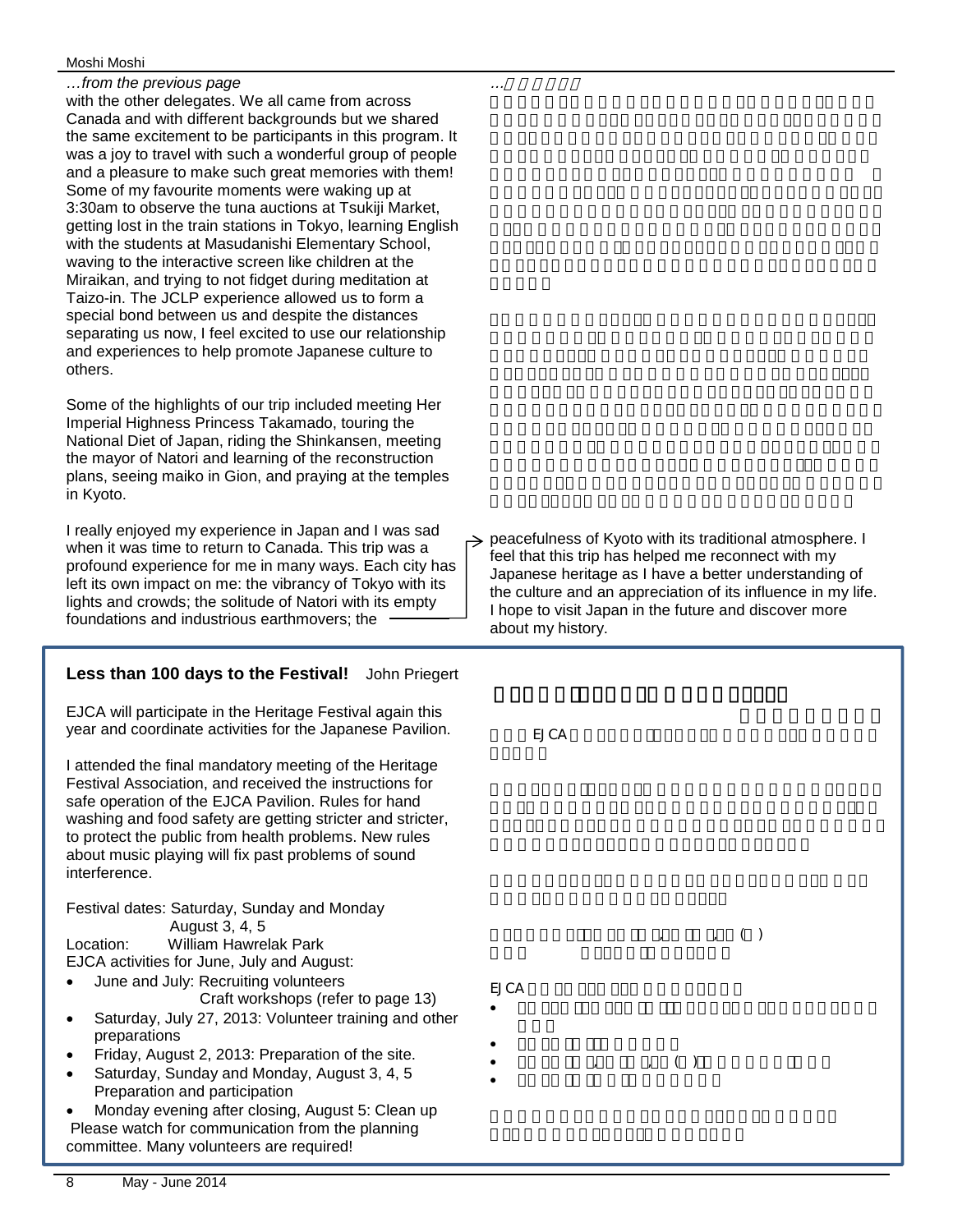*…from the previous page*

with the other delegates. We all came from across Canada and with different backgrounds but we shared the same excitement to be participants in this program. It was a joy to travel with such a wonderful group of people and a pleasure to make such great memories with them! Some of my favourite moments were waking up at 3:30am to observe the tuna auctions at Tsukiji Market, getting lost in the train stations in Tokyo, learning English with the students at Masudanishi Elementary School, waving to the interactive screen like children at the Miraikan, and trying to not fidget during meditation at Taizo-in. The JCLP experience allowed us to form a special bond between us and despite the distances separating us now, I feel excited to use our relationship and experiences to help promote Japanese culture to others.

Some of the highlights of our trip included meeting Her Imperial Highness Princess Takamado, touring the National Diet of Japan, riding the Shinkansen, meeting the mayor of Natori and learning of the reconstruction plans, seeing maiko in Gion, and praying at the temples in Kyoto.

I really enjoyed my experience in Japan and I was sad when it was time to return to Canada. This trip was a profound experience for me in many ways. Each city has left its own impact on me: the vibrancy of Tokyo with its lights and crowds; the solitude of Natori with its empty foundations and industrious earthmovers; the peacefulness of Kyoto with its traditional atmosphere. I feel that this trip has helped me reconnect with my Japanese heritage as I have a better understanding of the culture and an appreciation of its influence in my life. I hope to visit Japan in the future and discover more about my history.

## Less than 100 days to the Festival! John Priegert

EJCA will participate in the Heritage Festival again this year and coordinate activities for the Japanese Pavilion.

I attended the final mandatory meeting of the Heritage Festival Association, and received the instructions for safe operation of the EJCA Pavilion. Rules for hand washing and food safety are getting stricter and stricter, to protect the public from health problems. New rules about music playing will fix past problems of sound interference.

Festival dates: Saturday, Sunday and Monday August 3, 4, 5
Location: William Hawrelak Park
EJCA activities for June, July and August:

- June and July: Recruiting volunteers
  Craft workshops (refer to page 13)
- Saturday, July 27, 2013: Volunteer training and other preparations
- Friday, August 2, 2013: Preparation of the site.
- Saturday, Sunday and Monday, August 3, 4, 5 Preparation and participation
- Monday evening after closing, August 5: Clean up

Please watch for communication from the planning committee. Many volunteers are required!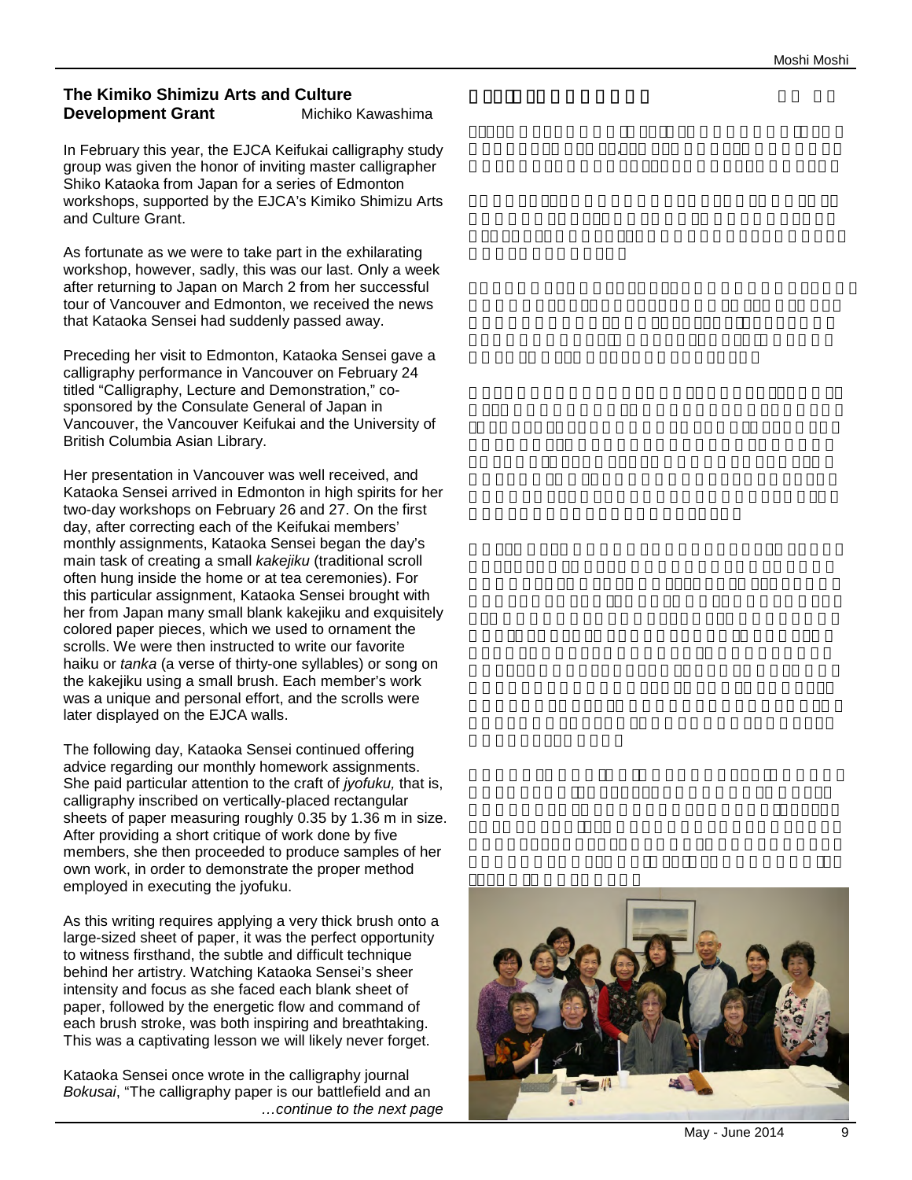## The Kimiko Shimizu Arts and Culture Development Grant

Michiko Kawashima

In February this year, the EJCA Keifukai calligraphy study group was given the honor of inviting master calligrapher Shiko Kataoka from Japan for a series of Edmonton workshops, supported by the EJCA's Kimiko Shimizu Arts and Culture Grant.

As fortunate as we were to take part in the exhilarating workshop, however, sadly, this was our last. Only a week after returning to Japan on March 2 from her successful tour of Vancouver and Edmonton, we received the news that Kataoka Sensei had suddenly passed away.

Preceding her visit to Edmonton, Kataoka Sensei gave a calligraphy performance in Vancouver on February 24 titled "Calligraphy, Lecture and Demonstration," co-sponsored by the Consulate General of Japan in Vancouver, the Vancouver Keifukai and the University of British Columbia Asian Library.

Her presentation in Vancouver was well received, and Kataoka Sensei arrived in Edmonton in high spirits for her two-day workshops on February 26 and 27. On the first day, after correcting each of the Keifukai members' monthly assignments, Kataoka Sensei began the day's main task of creating a small *kakejiku* (traditional scroll often hung inside the home or at tea ceremonies). For this particular assignment, Kataoka Sensei brought with her from Japan many small blank kakejiku and exquisitely colored paper pieces, which we used to ornament the scrolls. We were then instructed to write our favorite haiku or *tanka* (a verse of thirty-one syllables) or song on the kakejiku using a small brush. Each member's work was a unique and personal effort, and the scrolls were later displayed on the EJCA walls.

The following day, Kataoka Sensei continued offering advice regarding our monthly homework assignments. She paid particular attention to the craft of *jyofuku,* that is, calligraphy inscribed on vertically-placed rectangular sheets of paper measuring roughly 0.35 by 1.36 m in size. After providing a short critique of work done by five members, she then proceeded to produce samples of her own work, in order to demonstrate the proper method employed in executing the jyofuku.

As this writing requires applying a very thick brush onto a large-sized sheet of paper, it was the perfect opportunity to witness firsthand, the subtle and difficult technique behind her artistry. Watching Kataoka Sensei's sheer intensity and focus as she faced each blank sheet of paper, followed by the energetic flow and command of each brush stroke, was both inspiring and breathtaking. This was a captivating lesson we will likely never forget.

Kataoka Sensei once wrote in the calligraphy journal *Bokusai*, "The calligraphy paper is our battlefield and an

*…continue to the next page*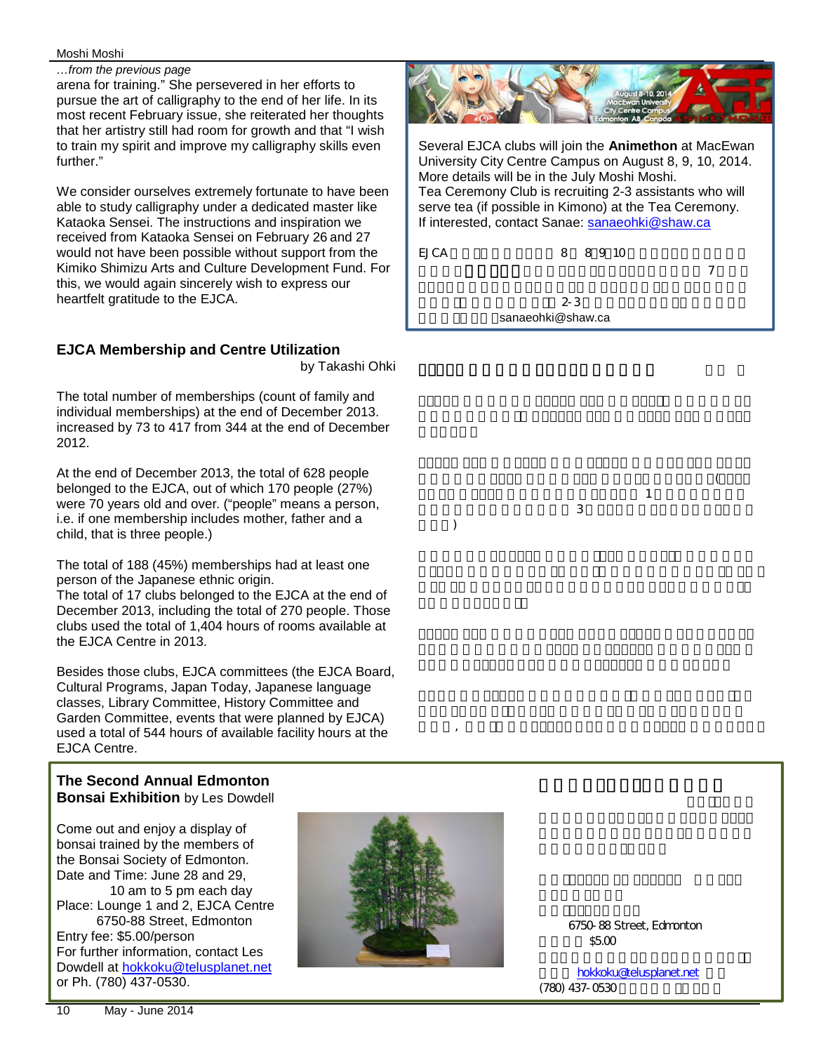*…from the previous page*

arena for training." She persevered in her efforts to pursue the art of calligraphy to the end of her life. In its most recent February issue, she reiterated her thoughts that her artistry still had room for growth and that "I wish to train my spirit and improve my calligraphy skills even further."

We consider ourselves extremely fortunate to have been able to study calligraphy under a dedicated master like Kataoka Sensei. The instructions and inspiration we received from Kataoka Sensei on February 26 and 27 would not have been possible without support from the Kimiko Shimizu Arts and Culture Development Fund. For this, we would again sincerely wish to express our heartfelt gratitude to the EJCA.

August 8-10, 2014
MacEwan University
City Centre Campus
Edmonton AB Canada
ANIMETHON 21

Several EJCA clubs will join the **Animethon** at MacEwan University City Centre Campus on August 8, 9, 10, 2014. More details will be in the July Moshi Moshi.
Tea Ceremony Club is recruiting 2-3 assistants who will serve tea (if possible in Kimono) at the Tea Ceremony. If interested, contact Sanae: sanaeohki@shaw.ca

## EJCA Membership and Centre Utilization

by Takashi Ohki

The total number of memberships (count of family and individual memberships) at the end of December 2013. increased by 73 to 417 from 344 at the end of December 2012.

At the end of December 2013, the total of 628 people belonged to the EJCA, out of which 170 people (27%) were 70 years old and over. ("people" means a person, i.e. if one membership includes mother, father and a child, that is three people.)

The total of 188 (45%) memberships had at least one person of the Japanese ethnic origin.
The total of 17 clubs belonged to the EJCA at the end of December 2013, including the total of 270 people. Those clubs used the total of 1,404 hours of rooms available at the EJCA Centre in 2013.

Besides those clubs, EJCA committees (the EJCA Board, Cultural Programs, Japan Today, Japanese language classes, Library Committee, History Committee and Garden Committee, events that were planned by EJCA) used a total of 544 hours of available facility hours at the EJCA Centre.

## The Second Annual Edmonton Bonsai Exhibition by Les Dowdell

Come out and enjoy a display of bonsai trained by the members of the Bonsai Society of Edmonton.
Date and Time: June 28 and 29,
10 am to 5 pm each day
Place: Lounge 1 and 2, EJCA Centre
6750-88 Street, Edmonton
Entry fee: $5.00/person
For further information, contact Les Dowdell at hokkoku@telusplanet.net or Ph. (780) 437-0530.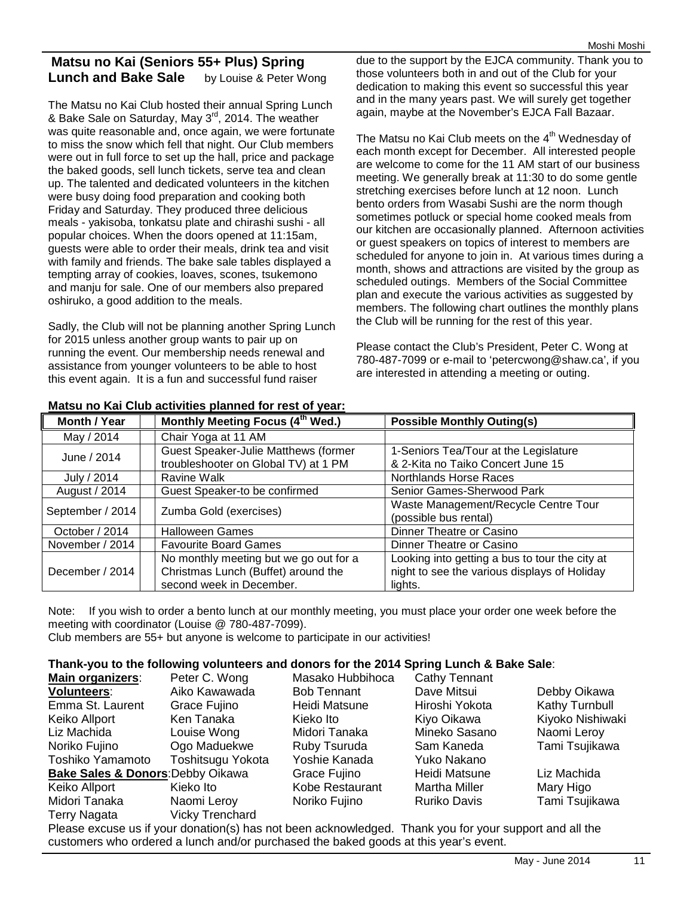## Matsu no Kai (Seniors 55+ Plus) Spring Lunch and Bake Sale

by Louise & Peter Wong

The Matsu no Kai Club hosted their annual Spring Lunch & Bake Sale on Saturday, May 3rd, 2014. The weather was quite reasonable and, once again, we were fortunate to miss the snow which fell that night. Our Club members were out in full force to set up the hall, price and package the baked goods, sell lunch tickets, serve tea and clean up. The talented and dedicated volunteers in the kitchen were busy doing food preparation and cooking both Friday and Saturday. They produced three delicious meals - yakisoba, tonkatsu plate and chirashi sushi - all popular choices. When the doors opened at 11:15am, guests were able to order their meals, drink tea and visit with family and friends. The bake sale tables displayed a tempting array of cookies, loaves, scones, tsukemono and manju for sale. One of our members also prepared oshiruko, a good addition to the meals.

Sadly, the Club will not be planning another Spring Lunch for 2015 unless another group wants to pair up on running the event. Our membership needs renewal and assistance from younger volunteers to be able to host this event again. It is a fun and successful fund raiser due to the support by the EJCA community. Thank you to those volunteers both in and out of the Club for your dedication to making this event so successful this year and in the many years past. We will surely get together again, maybe at the November's EJCA Fall Bazaar.

The Matsu no Kai Club meets on the 4th Wednesday of each month except for December. All interested people are welcome to come for the 11 AM start of our business meeting. We generally break at 11:30 to do some gentle stretching exercises before lunch at 12 noon. Lunch bento orders from Wasabi Sushi are the norm though sometimes potluck or special home cooked meals from our kitchen are occasionally planned. Afternoon activities or guest speakers on topics of interest to members are scheduled for anyone to join in. At various times during a month, shows and attractions are visited by the group as scheduled outings. Members of the Social Committee plan and execute the various activities as suggested by members. The following chart outlines the monthly plans the Club will be running for the rest of this year.

Please contact the Club's President, Peter C. Wong at 780-487-7099 or e-mail to 'petercwong@shaw.ca', if you are interested in attending a meeting or outing.

**Matsu no Kai Club activities planned for rest of year:**

| Month / Year | Monthly Meeting Focus (4th Wed.) | Possible Monthly Outing(s) |
|---|---|---|
| May / 2014 | Chair Yoga at 11 AM | |
| June / 2014 | Guest Speaker-Julie Matthews (former troubleshooter on Global TV) at 1 PM | 1-Seniors Tea/Tour at the Legislature & 2-Kita no Taiko Concert June 15 |
| July / 2014 | Ravine Walk | Northlands Horse Races |
| August / 2014 | Guest Speaker-to be confirmed | Senior Games-Sherwood Park |
| September / 2014 | Zumba Gold (exercises) | Waste Management/Recycle Centre Tour (possible bus rental) |
| October / 2014 | Halloween Games | Dinner Theatre or Casino |
| November / 2014 | Favourite Board Games | Dinner Theatre or Casino |
| December / 2014 | No monthly meeting but we go out for a Christmas Lunch (Buffet) around the second week in December. | Looking into getting a bus to tour the city at night to see the various displays of Holiday lights. |

Note: If you wish to order a bento lunch at our monthly meeting, you must place your order one week before the meeting with coordinator (Louise @ 780-487-7099).
Club members are 55+ but anyone is welcome to participate in our activities!

**Thank-you to the following volunteers and donors for the 2014 Spring Lunch & Bake Sale**:

**Main organizers**: Peter C. Wong, Masako Hubbihoca, Cathy Tennant

**Volunteers**: Aiko Kawawada, Bob Tennant, Dave Mitsui, Debby Oikawa, Emma St. Laurent, Grace Fujino, Heidi Matsune, Hiroshi Yokota, Kathy Turnbull, Keiko Allport, Ken Tanaka, Kieko Ito, Kiyo Oikawa, Kiyoko Nishiwaki, Liz Machida, Louise Wong, Midori Tanaka, Mineko Sasano, Naomi Leroy, Noriko Fujino, Ogo Maduekwe, Ruby Tsuruda, Sam Kaneda, Tami Tsujikawa, Toshiko Yamamoto, Toshitsugu Yokota, Yoshie Kanada, Yuko Nakano

**Bake Sales & Donors**: Debby Oikawa, Grace Fujino, Heidi Matsune, Liz Machida, Keiko Allport, Kieko Ito, Kobe Restaurant, Martha Miller, Mary Higo, Midori Tanaka, Naomi Leroy, Noriko Fujino, Ruriko Davis, Tami Tsujikawa, Terry Nagata, Vicky Trenchard

Please excuse us if your donation(s) has not been acknowledged. Thank you for your support and all the customers who ordered a lunch and/or purchased the baked goods at this year's event.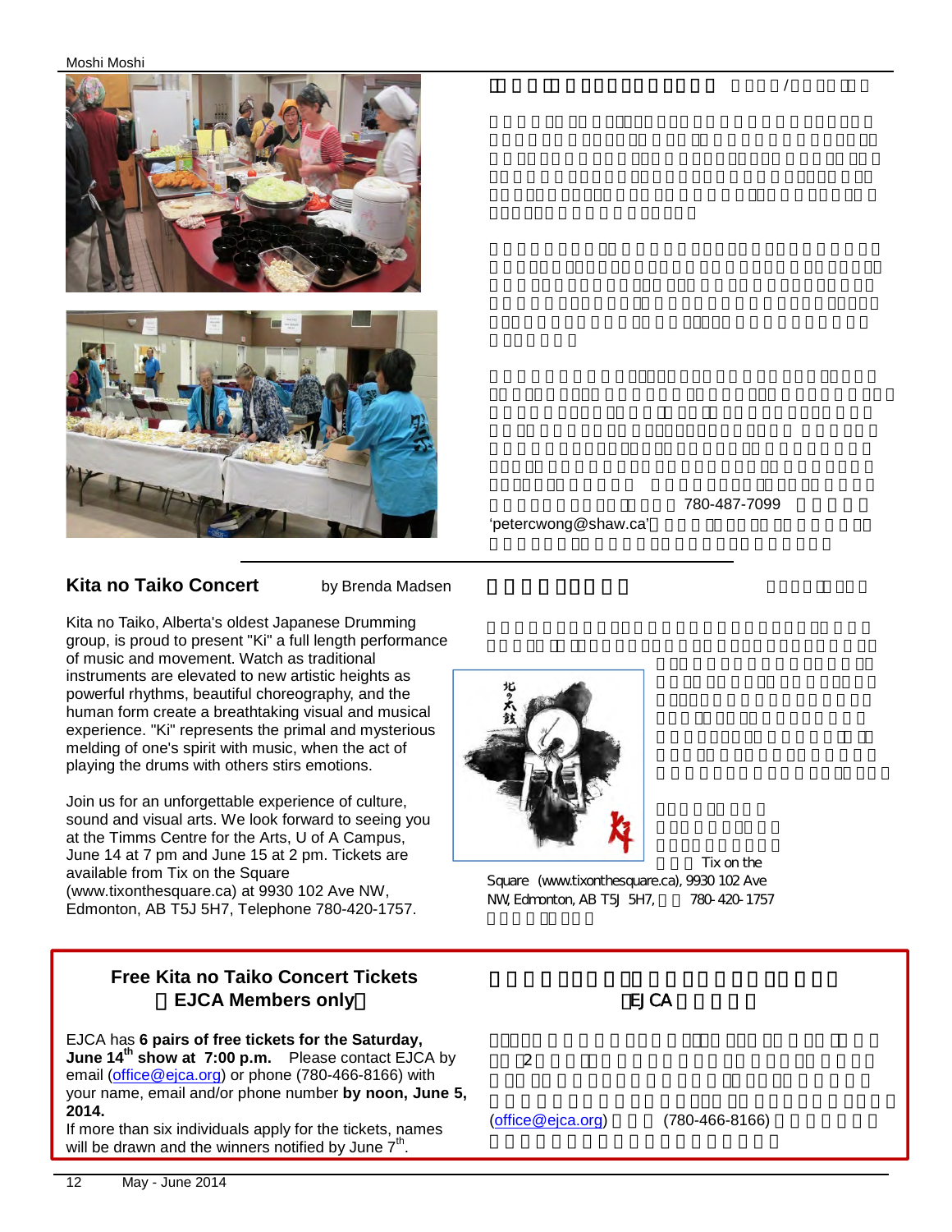/

780-487-7099

'petercwong@shaw.ca'

## Kita no Taiko Concert

by Brenda Madsen

Kita no Taiko, Alberta's oldest Japanese Drumming group, is proud to present "Ki" a full length performance of music and movement. Watch as traditional instruments are elevated to new artistic heights as powerful rhythms, beautiful choreography, and the human form create a breathtaking visual and musical experience. "Ki" represents the primal and mysterious melding of one's spirit with music, when the act of playing the drums with others stirs emotions.

Join us for an unforgettable experience of culture, sound and visual arts. We look forward to seeing you at the Timms Centre for the Arts, U of A Campus, June 14 at 7 pm and June 15 at 2 pm. Tickets are available from Tix on the Square (www.tixonthesquare.ca) at 9930 102 Ave NW, Edmonton, AB T5J 5H7, Telephone 780-420-1757.

Tix on the Square (www.tixonthesquare.ca), 9930 102 Ave NW, Edmonton, AB T5J 5H7, 780-420-1757

## Free Kita no Taiko Concert Tickets (EJCA Members only)

EJCA has **6 pairs of free tickets for the Saturday, June 14th show at 7:00 p.m.** Please contact EJCA by email (office@ejca.org) or phone (780-466-8166) with your name, email and/or phone number **by noon, June 5, 2014.**

If more than six individuals apply for the tickets, names will be drawn and the winners notified by June 7th.

EJCA

2

(office@ejca.org) (780-466-8166)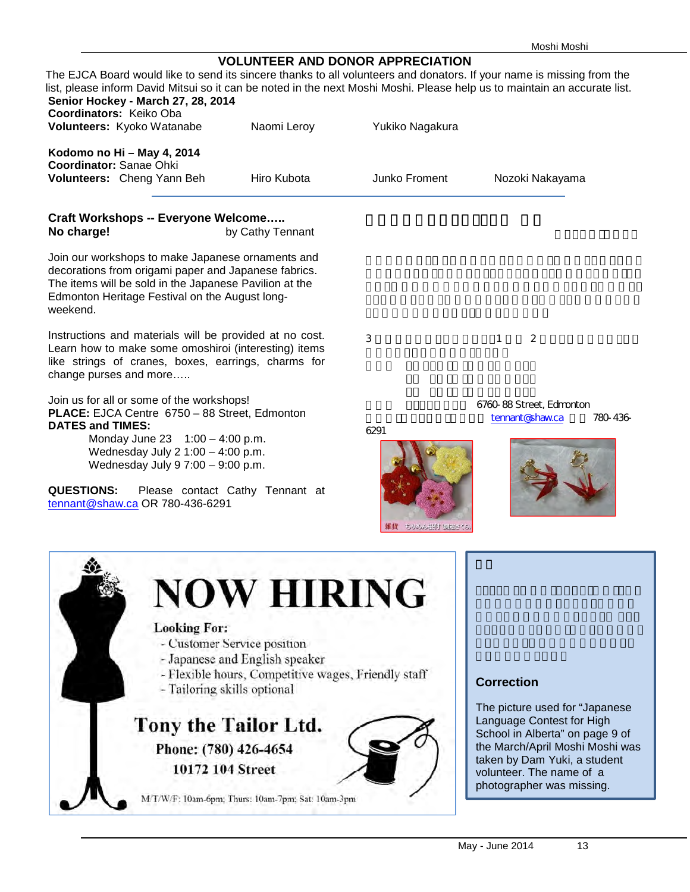## VOLUNTEER AND DONOR APPRECIATION

The EJCA Board would like to send its sincere thanks to all volunteers and donators. If your name is missing from the list, please inform David Mitsui so it can be noted in the next Moshi Moshi. Please help us to maintain an accurate list.

**Senior Hockey - March 27, 28, 2014**
**Coordinators:** Keiko Oba
**Volunteers:** Kyoko Watanabe  Naomi Leroy  Yukiko Nagakura

**Kodomo no Hi – May 4, 2014**
**Coordinator:** Sanae Ohki
**Volunteers:** Cheng Yann Beh  Hiro Kubota  Junko Froment  Nozoki Nakayama

### Craft Workshops -- Everyone Welcome….. No charge!

by Cathy Tennant

Join our workshops to make Japanese ornaments and decorations from origami paper and Japanese fabrics. The items will be sold in the Japanese Pavilion at the Edmonton Heritage Festival on the August long-weekend.

Instructions and materials will be provided at no cost. Learn how to make some omoshiroi (interesting) items like strings of cranes, boxes, earrings, charms for change purses and more…..

Join us for all or some of the workshops!
**PLACE:** EJCA Centre 6750 – 88 Street, Edmonton
**DATES and TIMES:**

Monday June 23 1:00 – 4:00 p.m.
Wednesday July 2 1:00 – 4:00 p.m.
Wednesday July 9 7:00 – 9:00 p.m.

**QUESTIONS:** Please contact Cathy Tennant at tennant@shaw.ca OR 780-436-6291

6760-88 Street, Edmonton
tennant@shaw.ca 780-436-6291

# NOW HIRING

Looking For:
- Customer Service position
- Japanese and English speaker
- Flexible hours, Competitive wages, Friendly staff
- Tailoring skills optional

**Tony the Tailor Ltd.**
Phone: (780) 426-4654
10172 104 Street
M/T/W/F: 10am-6pm; Thurs: 10am-7pm; Sat: 10am-3pm

### Correction

The picture used for "Japanese Language Contest for High School in Alberta" on page 9 of the March/April Moshi Moshi was taken by Dam Yuki, a student volunteer. The name of a photographer was missing.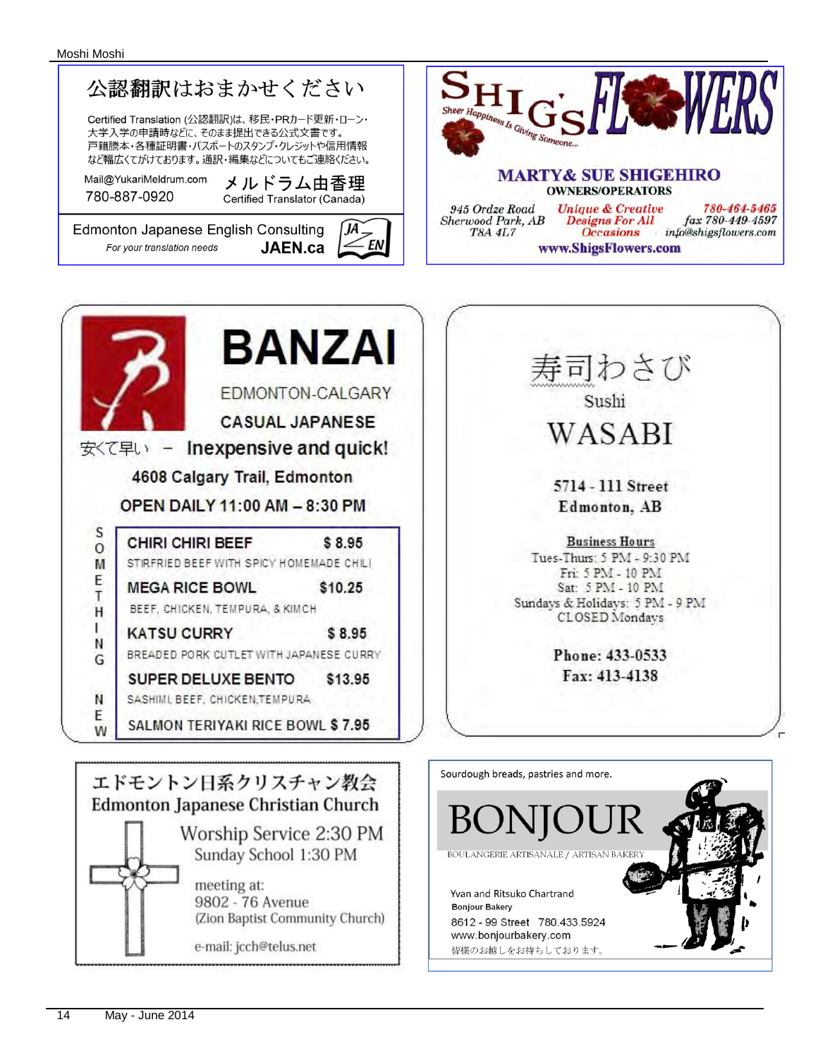## 公認翻訳はおまかせください

Certified Translation (公認翻訳)は、移民・PRカード更新・ローン・大学入学の申請時などに、そのまま提出できる公式文書です。戸籍謄本・各種証明書・パスポートのスタンプ・クレジットや信用情報など幅広くてがけております。通訳・編集などについてもご連絡ください。

Mail@YukariMeldrum.com
780-887-0920

メルドラム由香理
Certified Translator (Canada)

Edmonton Japanese English Consulting
*For your translation needs*
**JAEN.ca**

---

# SHIG'S FLOWERS

*Sheer Happiness Is Giving Someone...*

**MARTY & SUE SHIGEHIRO**
**OWNERS/OPERATORS**

*945 Ordze Road*
*Sherwood Park, AB*
*T8A 4L7*

*Unique & Creative Designs For All Occasions*

*780-464-5465*
*fax 780-449-4597*
*info@shigsflowers.com*

**www.ShigsFlowers.com**

---

# BANZAI

EDMONTON-CALGARY
CASUAL JAPANESE

安くて早い － **Inexpensive and quick!**

**4608 Calgary Trail, Edmonton**

**OPEN DAILY 11:00 AM – 8:30 PM**

SOMETHING NEW

| | |
|---|---|
| **CHIRI CHIRI BEEF** | **$ 8.95** |
| STIRFRIED BEEF WITH SPICY HOMEMADE CHILI | |
| **MEGA RICE BOWL** | **$10.25** |
| BEEF, CHICKEN, TEMPURA, & KIMCHI | |
| **KATSU CURRY** | **$ 8.95** |
| BREADED PORK CUTLET WITH JAPANESE CURRY | |
| **SUPER DELUXE BENTO** | **$13.95** |
| SASHIMI, BEEF, CHICKEN,TEMPURA | |
| **SALMON TERIYAKI RICE BOWL** | **$ 7.95** |

---

# 寿司わさび

Sushi

# WASABI

**5714 - 111 Street**
**Edmonton, AB**

**Business Hours**
Tues-Thurs: 5 PM - 9:30 PM
Fri: 5 PM - 10 PM
Sat: 5 PM - 10 PM
Sundays & Holidays: 5 PM - 9 PM
CLOSED Mondays

**Phone: 433-0533**
**Fax: 413-4138**

---

## エドモントン日系クリスチャン教会
## Edmonton Japanese Christian Church

Worship Service 2:30 PM
Sunday School 1:30 PM

meeting at:
9802 - 76 Avenue
(Zion Baptist Community Church)

e-mail: jcch@telus.net

---

Sourdough breads, pastries and more.

# BONJOUR

BOULANGERIE ARTISANALE / ARTISAN BAKERY

Yvan and Ritsuko Chartrand
**Bonjour Bakery**
8612 - 99 Street 780.433.5924
www.bonjourbakery.com
皆様のお越しをお待ちしております。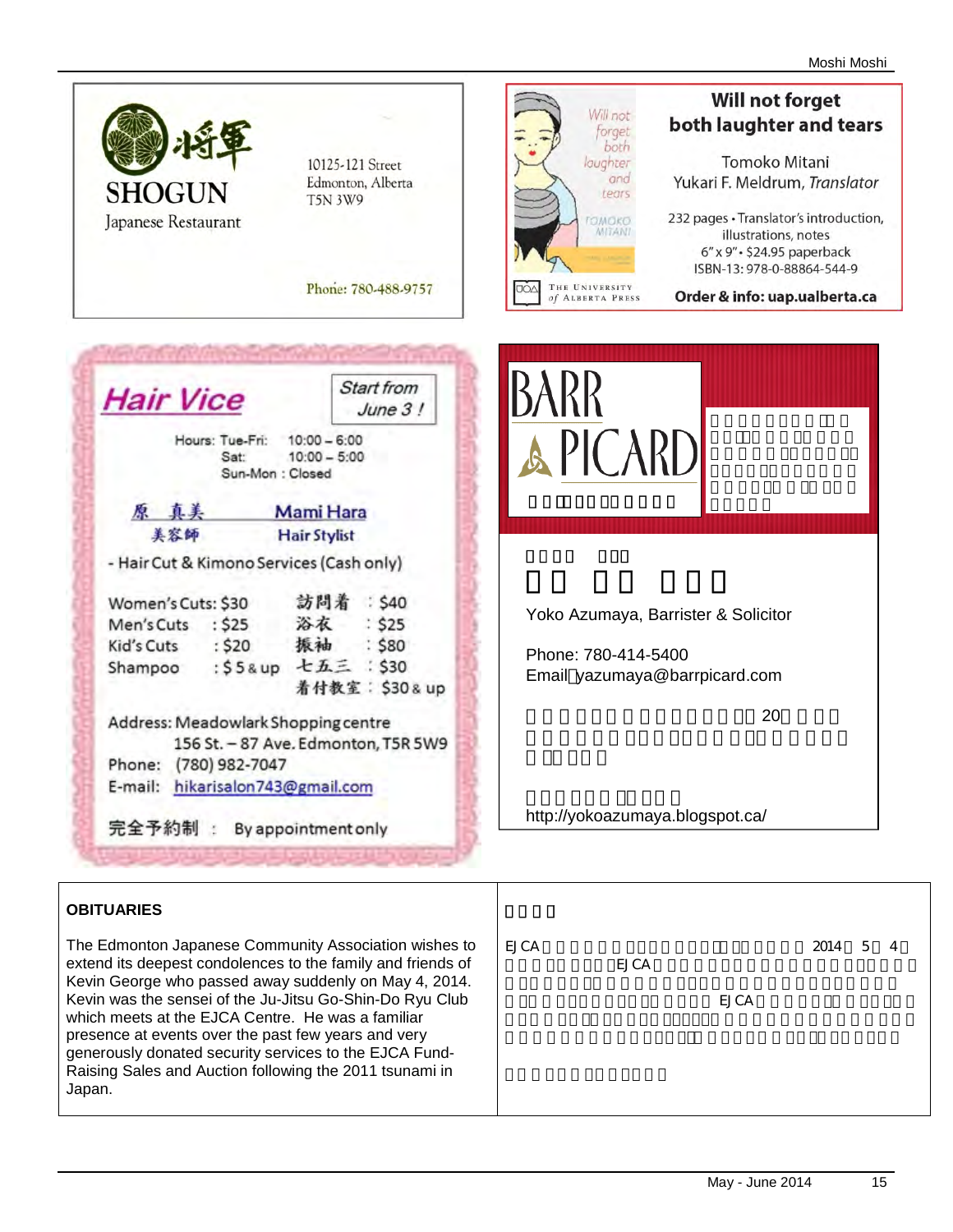## SHOGUN

将軍

Japanese Restaurant

10125-121 Street
Edmonton, Alberta
T5N 3W9

Phone: 780-488-9757

---

**Will not forget both laughter and tears**

Tomoko Mitani
Yukari F. Meldrum, *Translator*

232 pages • Translator's introduction, illustrations, notes
6″ x 9″ • $24.95 paperback
ISBN-13: 978-0-88864-544-9

**Order & info: uap.ualberta.ca**

The University of Alberta Press

---

## Hair Vice

*Start from June 3 !*

Hours: Tue-Fri: 10:00 – 6:00
Sat: 10:00 – 5:00
Sun-Mon : Closed

原 真美 — Mami Hara
美容師 — Hair Stylist

- Hair Cut & Kimono Services (Cash only)

| | | | |
|---|---|---|---|
| Women's Cuts: | $30 | 訪問着 | : $40 |
| Men's Cuts | : $25 | 浴衣 | : $25 |
| Kid's Cuts | : $20 | 振袖 | : $80 |
| Shampoo | : $5 & up | 七五三 | : $30 |
| | | 着付教室 | : $30 & up |

Address: Meadowlark Shopping centre
156 St. – 87 Ave. Edmonton, T5R 5W9
Phone: (780) 982-7047
E-mail: hikarisalon743@gmail.com

完全予約制 : By appointment only

---

## BARR PICARD

Yoko Azumaya, Barrister & Solicitor

Phone: 780-414-5400
Email: yazumaya@barrpicard.com

20

http://yokoazumaya.blogspot.ca/

---

### OBITUARIES

The Edmonton Japanese Community Association wishes to extend its deepest condolences to the family and friends of Kevin George who passed away suddenly on May 4, 2014. Kevin was the sensei of the Ju-Jitsu Go-Shin-Do Ryu Club which meets at the EJCA Centre. He was a familiar presence at events over the past few years and very generously donated security services to the EJCA Fund-Raising Sales and Auction following the 2011 tsunami in Japan.

EJCA 2014 5 4 EJCA EJCA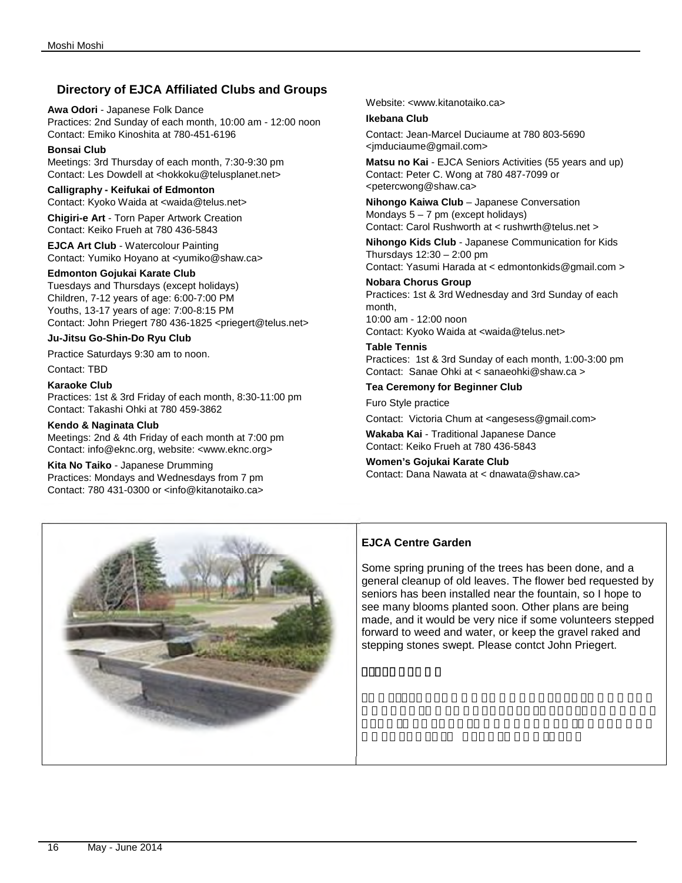## Directory of EJCA Affiliated Clubs and Groups

**Awa Odori** - Japanese Folk Dance
Practices: 2nd Sunday of each month, 10:00 am - 12:00 noon
Contact: Emiko Kinoshita at 780-451-6196

**Bonsai Club**
Meetings: 3rd Thursday of each month, 7:30-9:30 pm
Contact: Les Dowdell at <hokkoku@telusplanet.net>

**Calligraphy - Keifukai of Edmonton**
Contact: Kyoko Waida at <waida@telus.net>

**Chigiri-e Art** - Torn Paper Artwork Creation
Contact: Keiko Frueh at 780 436-5843

**EJCA Art Club** - Watercolour Painting
Contact: Yumiko Hoyano at <yumiko@shaw.ca>

**Edmonton Gojukai Karate Club**
Tuesdays and Thursdays (except holidays)
Children, 7-12 years of age: 6:00-7:00 PM
Youths, 13-17 years of age: 7:00-8:15 PM
Contact: John Priegert 780 436-1825 <priegert@telus.net>

**Ju-Jitsu Go-Shin-Do Ryu Club**

Practice Saturdays 9:30 am to noon.

Contact: TBD

**Karaoke Club**
Practices: 1st & 3rd Friday of each month, 8:30-11:00 pm
Contact: Takashi Ohki at 780 459-3862

**Kendo & Naginata Club**
Meetings: 2nd & 4th Friday of each month at 7:00 pm
Contact: info@eknc.org, website: <www.eknc.org>

**Kita No Taiko** - Japanese Drumming
Practices: Mondays and Wednesdays from 7 pm
Contact: 780 431-0300 or <info@kitanotaiko.ca>
Website: <www.kitanotaiko.ca>

**Ikebana Club**

Contact: Jean-Marcel Duciaume at 780 803-5690 <jmduciaume@gmail.com>

**Matsu no Kai** - EJCA Seniors Activities (55 years and up)
Contact: Peter C. Wong at 780 487-7099 or <petercwong@shaw.ca>

**Nihongo Kaiwa Club** – Japanese Conversation
Mondays 5 – 7 pm (except holidays)
Contact: Carol Rushworth at < rushwrth@telus.net >

**Nihongo Kids Club** - Japanese Communication for Kids
Thursdays 12:30 – 2:00 pm
Contact: Yasumi Harada at < edmontonkids@gmail.com >

**Nobara Chorus Group**
Practices: 1st & 3rd Wednesday and 3rd Sunday of each month,
10:00 am - 12:00 noon
Contact: Kyoko Waida at <waida@telus.net>

**Table Tennis**
Practices: 1st & 3rd Sunday of each month, 1:00-3:00 pm
Contact: Sanae Ohki at < sanaeohki@shaw.ca >

**Tea Ceremony for Beginner Club**

Furo Style practice

Contact: Victoria Chum at <angesess@gmail.com>

**Wakaba Kai** - Traditional Japanese Dance
Contact: Keiko Frueh at 780 436-5843

**Women's Gojukai Karate Club**
Contact: Dana Nawata at < dnawata@shaw.ca>

### EJCA Centre Garden

Some spring pruning of the trees has been done, and a general cleanup of old leaves. The flower bed requested by seniors has been installed near the fountain, so I hope to see many blooms planted soon. Other plans are being made, and it would be very nice if some volunteers stepped forward to weed and water, or keep the gravel raked and stepping stones swept. Please contct John Priegert.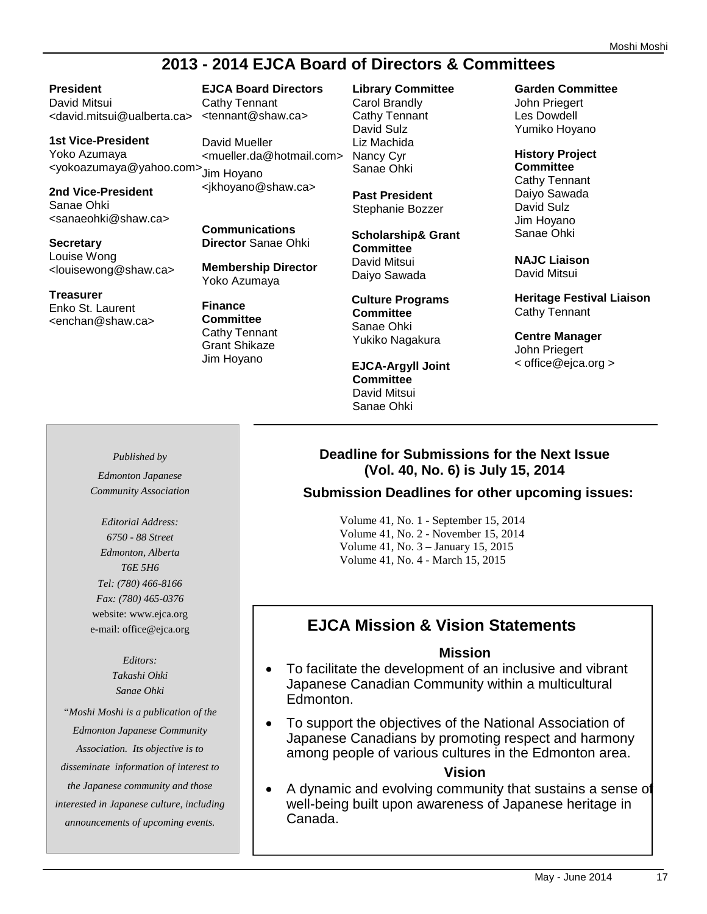# 2013 - 2014 EJCA Board of Directors & Committees

**President**
David Mitsui
<david.mitsui@ualberta.ca>

**1st Vice-President**
Yoko Azumaya
<yokoazumaya@yahoo.com>

**2nd Vice-President**
Sanae Ohki
<sanaeohki@shaw.ca>

**Secretary**
Louise Wong
<louisewong@shaw.ca>

**Treasurer**
Enko St. Laurent
<enchan@shaw.ca>

**EJCA Board Directors**
Cathy Tennant
<tennant@shaw.ca>

David Mueller
<mueller.da@hotmail.com>

Jim Hoyano
<jkhoyano@shaw.ca>

**Communications Director** Sanae Ohki

**Membership Director**
Yoko Azumaya

**Finance Committee**
Cathy Tennant
Grant Shikaze
Jim Hoyano

**Library Committee**
Carol Brandly
Cathy Tennant
David Sulz
Liz Machida
Nancy Cyr
Sanae Ohki

**Past President**
Stephanie Bozzer

**Scholarship& Grant Committee**
David Mitsui
Daiyo Sawada

**Culture Programs Committee**
Sanae Ohki
Yukiko Nagakura

**EJCA-Argyll Joint Committee**
David Mitsui
Sanae Ohki

**Garden Committee**
John Priegert
Les Dowdell
Yumiko Hoyano

**History Project Committee**
Cathy Tennant
Daiyo Sawada
David Sulz
Jim Hoyano
Sanae Ohki

**NAJC Liaison**
David Mitsui

**Heritage Festival Liaison**
Cathy Tennant

**Centre Manager**
John Priegert
< office@ejca.org >

*Published by*

*Edmonton Japanese Community Association*

*Editorial Address:*
*6750 - 88 Street*
*Edmonton, Alberta*
*T6E 5H6*
*Tel: (780) 466-8166*
*Fax: (780) 465-0376*
website: www.ejca.org
e-mail: office@ejca.org

*Editors:*
*Takashi Ohki*
*Sanae Ohki*

*"Moshi Moshi is a publication of the Edmonton Japanese Community Association. Its objective is to disseminate information of interest to the Japanese community and those interested in Japanese culture, including announcements of upcoming events.*

**Deadline for Submissions for the Next Issue (Vol. 40, No. 6) is July 15, 2014**

**Submission Deadlines for other upcoming issues:**

Volume 41, No. 1 - September 15, 2014
Volume 41, No. 2 - November 15, 2014
Volume 41, No. 3 – January 15, 2015
Volume 41, No. 4 - March 15, 2015

## EJCA Mission & Vision Statements

### Mission

- To facilitate the development of an inclusive and vibrant Japanese Canadian Community within a multicultural Edmonton.
- To support the objectives of the National Association of Japanese Canadians by promoting respect and harmony among people of various cultures in the Edmonton area.

### Vision

- A dynamic and evolving community that sustains a sense of well-being built upon awareness of Japanese heritage in Canada.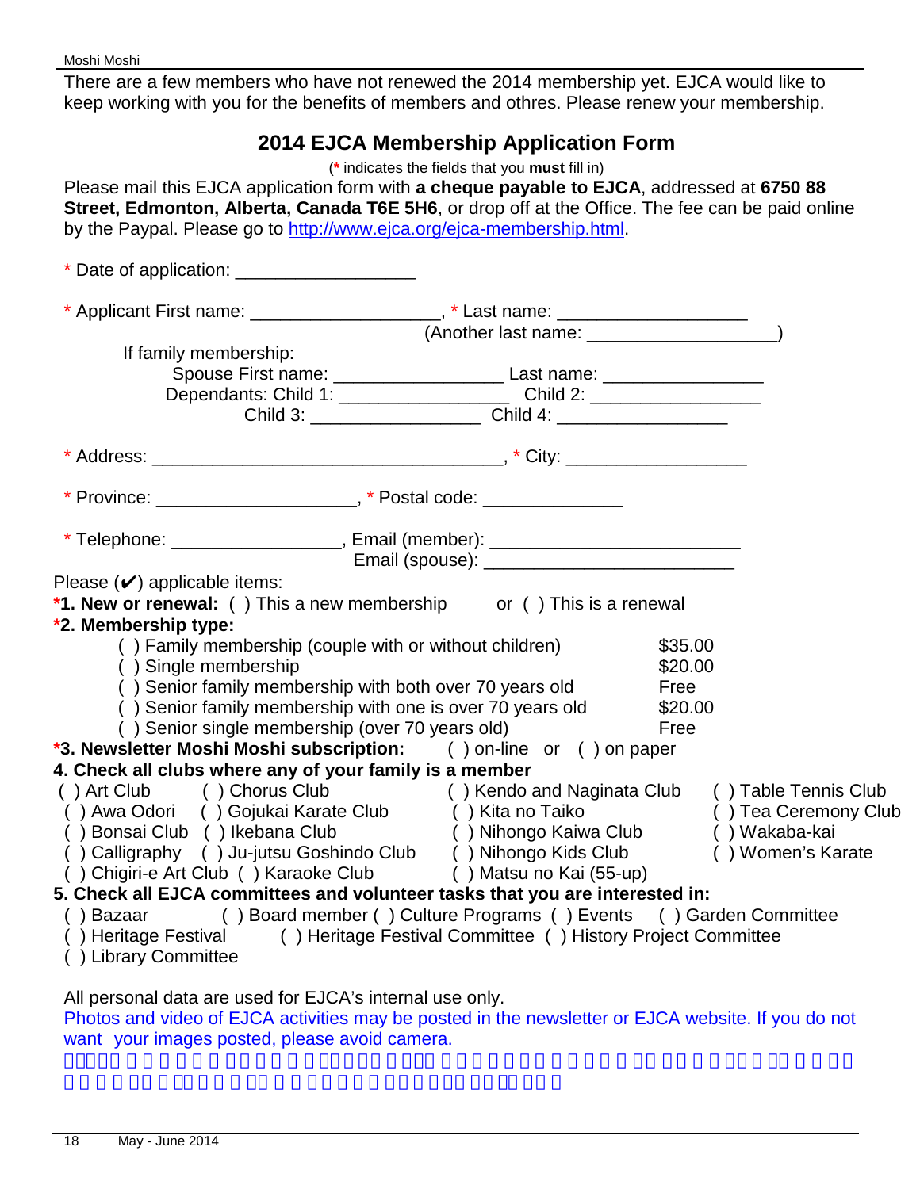There are a few members who have not renewed the 2014 membership yet. EJCA would like to keep working with you for the benefits of members and othres. Please renew your membership.

## 2014 EJCA Membership Application Form

(* indicates the fields that you **must** fill in)

Please mail this EJCA application form with **a cheque payable to EJCA**, addressed at **6750 88 Street, Edmonton, Alberta, Canada T6E 5H6**, or drop off at the Office. The fee can be paid online by the Paypal. Please go to http://www.ejca.org/ejca-membership.html.

* Date of application: __________________

* Applicant First name: ___________________, * Last name: ___________________
(Another last name: ___________________)

If family membership:
Spouse First name: _________________ Last name: _________________
Dependants: Child 1: _________________ Child 2: _________________
Child 3: _________________ Child 4: _________________

* Address: ____________________________________, * City: __________________

* Province: ____________________, * Postal code: ______________

* Telephone: _________________, Email (member): _________________________
Email (spouse): _________________________

Please (✔) applicable items:

***1. New or renewal:** ( ) This a new membership or ( ) This is a renewal

***2. Membership type:**

| | |
|---|---|
| ( ) Family membership (couple with or without children) | $35.00 |
| ( ) Single membership | $20.00 |
| ( ) Senior family membership with both over 70 years old | Free |
| ( ) Senior family membership with one is over 70 years old | $20.00 |
| ( ) Senior single membership (over 70 years old) | Free |

***3. Newsletter Moshi Moshi subscription:** ( ) on-line or ( ) on paper

**4. Check all clubs where any of your family is a member**

| | | | |
|---|---|---|---|
| ( ) Art Club | ( ) Chorus Club | ( ) Kendo and Naginata Club | ( ) Table Tennis Club |
| ( ) Awa Odori | ( ) Gojukai Karate Club | ( ) Kita no Taiko | ( ) Tea Ceremony Club |
| ( ) Bonsai Club | ( ) Ikebana Club | ( ) Nihongo Kaiwa Club | ( ) Wakaba-kai |
| ( ) Calligraphy | ( ) Ju-jutsu Goshindo Club | ( ) Nihongo Kids Club | ( ) Women's Karate |
| ( ) Chigiri-e Art Club | ( ) Karaoke Club | ( ) Matsu no Kai (55-up) | |

**5. Check all EJCA committees and volunteer tasks that you are interested in:**

( ) Bazaar ( ) Board member ( ) Culture Programs ( ) Events ( ) Garden Committee
( ) Heritage Festival ( ) Heritage Festival Committee ( ) History Project Committee
( ) Library Committee

All personal data are used for EJCA's internal use only.

Photos and video of EJCA activities may be posted in the newsletter or EJCA website. If you do not want your images posted, please avoid camera.